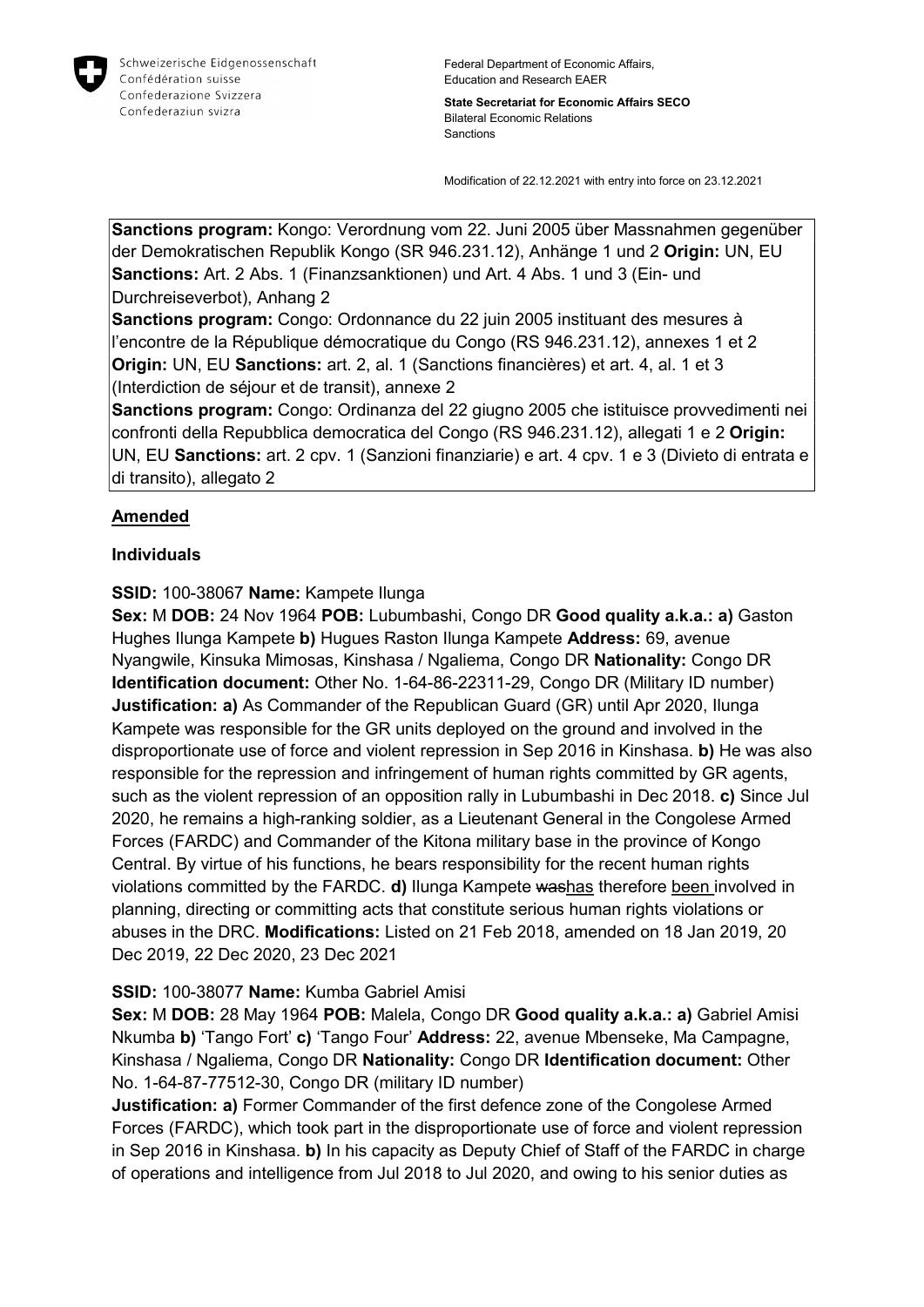Schweizerische Eidgenossenschaft
Confédération suisse
Confederazione Svizzera
Confederaziun svizra

Federal Department of Economic Affairs, Education and Research EAER

**State Secretariat for Economic Affairs SECO**
Bilateral Economic Relations
Sanctions

Modification of 22.12.2021 with entry into force on 23.12.2021

**Sanctions program:** Kongo: Verordnung vom 22. Juni 2005 über Massnahmen gegenüber der Demokratischen Republik Kongo (SR 946.231.12), Anhänge 1 und 2 **Origin:** UN, EU **Sanctions:** Art. 2 Abs. 1 (Finanzsanktionen) und Art. 4 Abs. 1 und 3 (Ein- und Durchreiseverbot), Anhang 2
**Sanctions program:** Congo: Ordonnance du 22 juin 2005 instituant des mesures à l'encontre de la République démocratique du Congo (RS 946.231.12), annexes 1 et 2 **Origin:** UN, EU **Sanctions:** art. 2, al. 1 (Sanctions financières) et art. 4, al. 1 et 3 (Interdiction de séjour et de transit), annexe 2
**Sanctions program:** Congo: Ordinanza del 22 giugno 2005 che istituisce provvedimenti nei confronti della Repubblica democratica del Congo (RS 946.231.12), allegati 1 e 2 **Origin:** UN, EU **Sanctions:** art. 2 cpv. 1 (Sanzioni finanziarie) e art. 4 cpv. 1 e 3 (Divieto di entrata e di transito), allegato 2

**Amended**

**Individuals**

**SSID:** 100-38067 **Name:** Kampete Ilunga
**Sex:** M **DOB:** 24 Nov 1964 **POB:** Lubumbashi, Congo DR **Good quality a.k.a.: a)** Gaston Hughes Ilunga Kampete **b)** Hugues Raston Ilunga Kampete **Address:** 69, avenue Nyangwile, Kinsuka Mimosas, Kinshasa / Ngaliema, Congo DR **Nationality:** Congo DR **Identification document:** Other No. 1-64-86-22311-29, Congo DR (Military ID number) **Justification: a)** As Commander of the Republican Guard (GR) until Apr 2020, Ilunga Kampete was responsible for the GR units deployed on the ground and involved in the disproportionate use of force and violent repression in Sep 2016 in Kinshasa. **b)** He was also responsible for the repression and infringement of human rights committed by GR agents, such as the violent repression of an opposition rally in Lubumbashi in Dec 2018. **c)** Since Jul 2020, he remains a high-ranking soldier, as a Lieutenant General in the Congolese Armed Forces (FARDC) and Commander of the Kitona military base in the province of Kongo Central. By virtue of his functions, he bears responsibility for the recent human rights violations committed by the FARDC. **d)** Ilunga Kampete ~~was~~has therefore been involved in planning, directing or committing acts that constitute serious human rights violations or abuses in the DRC. **Modifications:** Listed on 21 Feb 2018, amended on 18 Jan 2019, 20 Dec 2019, 22 Dec 2020, 23 Dec 2021

**SSID:** 100-38077 **Name:** Kumba Gabriel Amisi
**Sex:** M **DOB:** 28 May 1964 **POB:** Malela, Congo DR **Good quality a.k.a.: a)** Gabriel Amisi Nkumba **b)** 'Tango Fort' **c)** 'Tango Four' **Address:** 22, avenue Mbenseke, Ma Campagne, Kinshasa / Ngaliema, Congo DR **Nationality:** Congo DR **Identification document:** Other No. 1-64-87-77512-30, Congo DR (military ID number)
**Justification: a)** Former Commander of the first defence zone of the Congolese Armed Forces (FARDC), which took part in the disproportionate use of force and violent repression in Sep 2016 in Kinshasa. **b)** In his capacity as Deputy Chief of Staff of the FARDC in charge of operations and intelligence from Jul 2018 to Jul 2020, and owing to his senior duties as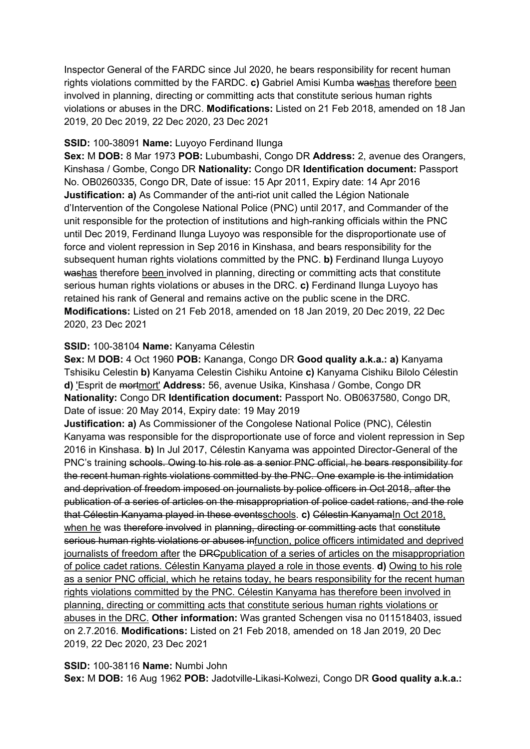Inspector General of the FARDC since Jul 2020, he bears responsibility for recent human rights violations committed by the FARDC. **c)** Gabriel Amisi Kumba ~~was~~<u>has</u> therefore <u>been</u> involved in planning, directing or committing acts that constitute serious human rights violations or abuses in the DRC. **Modifications:** Listed on 21 Feb 2018, amended on 18 Jan 2019, 20 Dec 2019, 22 Dec 2020, 23 Dec 2021

**SSID:** 100-38091 **Name:** Luyoyo Ferdinand Ilunga

**Sex:** M **DOB:** 8 Mar 1973 **POB:** Lubumbashi, Congo DR **Address:** 2, avenue des Orangers, Kinshasa / Gombe, Congo DR **Nationality:** Congo DR **Identification document:** Passport No. OB0260335, Congo DR, Date of issue: 15 Apr 2011, Expiry date: 14 Apr 2016 **Justification: a)** As Commander of the anti-riot unit called the Légion Nationale d'Intervention of the Congolese National Police (PNC) until 2017, and Commander of the unit responsible for the protection of institutions and high-ranking officials within the PNC until Dec 2019, Ferdinand Ilunga Luyoyo was responsible for the disproportionate use of force and violent repression in Sep 2016 in Kinshasa, and bears responsibility for the subsequent human rights violations committed by the PNC. **b)** Ferdinand Ilunga Luyoyo ~~was~~<u>has</u> therefore <u>been</u> involved in planning, directing or committing acts that constitute serious human rights violations or abuses in the DRC. **c)** Ferdinand Ilunga Luyoyo has retained his rank of General and remains active on the public scene in the DRC. **Modifications:** Listed on 21 Feb 2018, amended on 18 Jan 2019, 20 Dec 2019, 22 Dec 2020, 23 Dec 2021

**SSID:** 100-38104 **Name:** Kanyama Célestin

**Sex:** M **DOB:** 4 Oct 1960 **POB:** Kananga, Congo DR **Good quality a.k.a.: a)** Kanyama Tshisiku Celestin **b)** Kanyama Celestin Cishiku Antoine **c)** Kanyama Cishiku Bilolo Célestin **d)** <u>'</u>Esprit de ~~mort~~<u>mort'</u> **Address:** 56, avenue Usika, Kinshasa / Gombe, Congo DR **Nationality:** Congo DR **Identification document:** Passport No. OB0637580, Congo DR, Date of issue: 20 May 2014, Expiry date: 19 May 2019

**Justification: a)** As Commissioner of the Congolese National Police (PNC), Célestin Kanyama was responsible for the disproportionate use of force and violent repression in Sep 2016 in Kinshasa. **b)** In Jul 2017, Célestin Kanyama was appointed Director-General of the PNC's training ~~schools. Owing to his role as a senior PNC official, he bears responsibility for the recent human rights violations committed by the PNC. One example is the intimidation and deprivation of freedom imposed on journalists by police officers in Oct 2018, after the publication of a series of articles on the misappropriation of police cadet rations, and the role that Célestin Kanyama played in these events~~<u>schools</u>. **c)** ~~Célestin Kanyama~~<u>In Oct 2018, when he</u> was ~~therefore involved~~ in ~~planning, directing or committing acts~~ that ~~constitute serious human rights violations or abuses in~~<u>function, police officers intimidated and deprived journalists of freedom after</u> the ~~DRC~~<u>publication of a series of articles on the misappropriation of police cadet rations. Célestin Kanyama played a role in those events</u>. **d)** <u>Owing to his role as a senior PNC official, which he retains today, he bears responsibility for the recent human rights violations committed by the PNC. Célestin Kanyama has therefore been involved in planning, directing or committing acts that constitute serious human rights violations or abuses in the DRC.</u> **Other information:** Was granted Schengen visa no 011518403, issued on 2.7.2016. **Modifications:** Listed on 21 Feb 2018, amended on 18 Jan 2019, 20 Dec 2019, 22 Dec 2020, 23 Dec 2021

**SSID:** 100-38116 **Name:** Numbi John

**Sex:** M **DOB:** 16 Aug 1962 **POB:** Jadotville-Likasi-Kolwezi, Congo DR **Good quality a.k.a.:**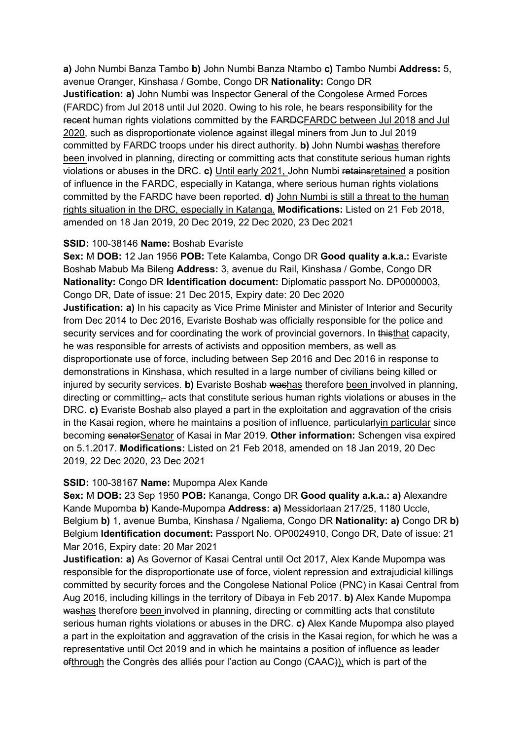**a)** John Numbi Banza Tambo **b)** John Numbi Banza Ntambo **c)** Tambo Numbi **Address:** 5, avenue Oranger, Kinshasa / Gombe, Congo DR **Nationality:** Congo DR
**Justification: a)** John Numbi was Inspector General of the Congolese Armed Forces (FARDC) from Jul 2018 until Jul 2020. Owing to his role, he bears responsibility for the ~~recent~~ human rights violations committed by the ~~FARDC~~FARDC between Jul 2018 and Jul 2020, such as disproportionate violence against illegal miners from Jun to Jul 2019 committed by FARDC troops under his direct authority. **b)** John Numbi ~~was~~has therefore been involved in planning, directing or committing acts that constitute serious human rights violations or abuses in the DRC. **c)** Until early 2021, John Numbi ~~retains~~retained a position of influence in the FARDC, especially in Katanga, where serious human rights violations committed by the FARDC have been reported. **d)** John Numbi is still a threat to the human rights situation in the DRC, especially in Katanga. **Modifications:** Listed on 21 Feb 2018, amended on 18 Jan 2019, 20 Dec 2019, 22 Dec 2020, 23 Dec 2021

**SSID:** 100-38146 **Name:** Boshab Evariste
**Sex:** M **DOB:** 12 Jan 1956 **POB:** Tete Kalamba, Congo DR **Good quality a.k.a.:** Evariste Boshab Mabub Ma Bileng **Address:** 3, avenue du Rail, Kinshasa / Gombe, Congo DR **Nationality:** Congo DR **Identification document:** Diplomatic passport No. DP0000003, Congo DR, Date of issue: 21 Dec 2015, Expiry date: 20 Dec 2020
**Justification: a)** In his capacity as Vice Prime Minister and Minister of Interior and Security from Dec 2014 to Dec 2016, Evariste Boshab was officially responsible for the police and security services and for coordinating the work of provincial governors. In ~~this~~that capacity, he was responsible for arrests of activists and opposition members, as well as disproportionate use of force, including between Sep 2016 and Dec 2016 in response to demonstrations in Kinshasa, which resulted in a large number of civilians being killed or injured by security services. **b)** Evariste Boshab ~~was~~has therefore been involved in planning, directing or committing~~,~~ acts that constitute serious human rights violations or abuses in the DRC. **c)** Evariste Boshab also played a part in the exploitation and aggravation of the crisis in the Kasai region, where he maintains a position of influence, ~~particularly~~in particular since becoming ~~senator~~Senator of Kasai in Mar 2019. **Other information:** Schengen visa expired on 5.1.2017. **Modifications:** Listed on 21 Feb 2018, amended on 18 Jan 2019, 20 Dec 2019, 22 Dec 2020, 23 Dec 2021

**SSID:** 100-38167 **Name:** Mupompa Alex Kande
**Sex:** M **DOB:** 23 Sep 1950 **POB:** Kananga, Congo DR **Good quality a.k.a.: a)** Alexandre Kande Mupomba **b)** Kande-Mupompa **Address: a)** Messidorlaan 217/25, 1180 Uccle, Belgium **b)** 1, avenue Bumba, Kinshasa / Ngaliema, Congo DR **Nationality: a)** Congo DR **b)** Belgium **Identification document:** Passport No. OP0024910, Congo DR, Date of issue: 21 Mar 2016, Expiry date: 20 Mar 2021
**Justification: a)** As Governor of Kasai Central until Oct 2017, Alex Kande Mupompa was responsible for the disproportionate use of force, violent repression and extrajudicial killings committed by security forces and the Congolese National Police (PNC) in Kasai Central from Aug 2016, including killings in the territory of Dibaya in Feb 2017. **b)** Alex Kande Mupompa ~~was~~has therefore been involved in planning, directing or committing acts that constitute serious human rights violations or abuses in the DRC. **c)** Alex Kande Mupompa also played a part in the exploitation and aggravation of the crisis in the Kasai region, for which he was a representative until Oct 2019 and in which he maintains a position of influence ~~as leader of~~through the Congrès des alliés pour l'action au Congo (CAAC~~)~~)), which is part of the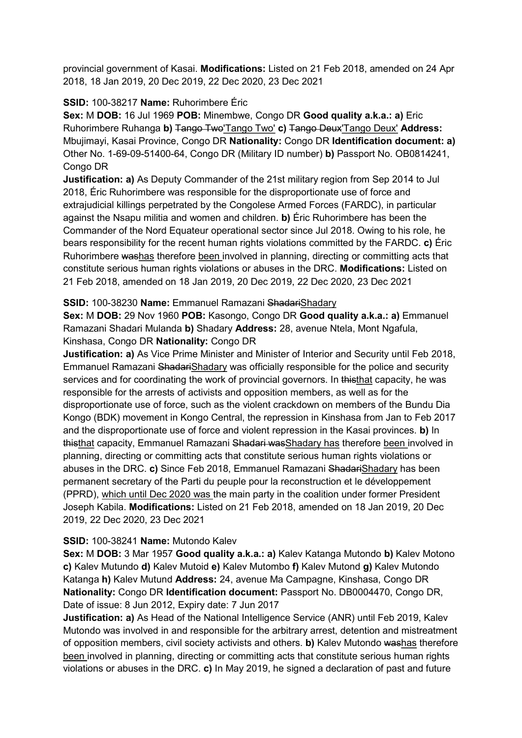provincial government of Kasai. **Modifications:** Listed on 21 Feb 2018, amended on 24 Apr 2018, 18 Jan 2019, 20 Dec 2019, 22 Dec 2020, 23 Dec 2021

**SSID:** 100-38217 **Name:** Ruhorimbere Éric

**Sex:** M **DOB:** 16 Jul 1969 **POB:** Minembwe, Congo DR **Good quality a.k.a.: a)** Eric Ruhorimbere Ruhanga **b)** ~~Tango Two~~<u>'Tango Two'</u> **c)** ~~Tango Deux~~<u>'Tango Deux'</u> **Address:** Mbujimayi, Kasai Province, Congo DR **Nationality:** Congo DR **Identification document: a)** Other No. 1-69-09-51400-64, Congo DR (Military ID number) **b)** Passport No. OB0814241, Congo DR

**Justification: a)** As Deputy Commander of the 21st military region from Sep 2014 to Jul 2018, Éric Ruhorimbere was responsible for the disproportionate use of force and extrajudicial killings perpetrated by the Congolese Armed Forces (FARDC), in particular against the Nsapu militia and women and children. **b)** Éric Ruhorimbere has been the Commander of the Nord Equateur operational sector since Jul 2018. Owing to his role, he bears responsibility for the recent human rights violations committed by the FARDC. **c)** Éric Ruhorimbere ~~was~~<u>has</u> therefore <u>been </u>involved in planning, directing or committing acts that constitute serious human rights violations or abuses in the DRC. **Modifications:** Listed on 21 Feb 2018, amended on 18 Jan 2019, 20 Dec 2019, 22 Dec 2020, 23 Dec 2021

**SSID:** 100-38230 **Name:** Emmanuel Ramazani ~~Shadari~~<u>Shadary</u>

**Sex:** M **DOB:** 29 Nov 1960 **POB:** Kasongo, Congo DR **Good quality a.k.a.: a)** Emmanuel Ramazani Shadari Mulanda **b)** Shadary **Address:** 28, avenue Ntela, Mont Ngafula, Kinshasa, Congo DR **Nationality:** Congo DR

**Justification: a)** As Vice Prime Minister and Minister of Interior and Security until Feb 2018, Emmanuel Ramazani ~~Shadari~~<u>Shadary</u> was officially responsible for the police and security services and for coordinating the work of provincial governors. In ~~this~~<u>that</u> capacity, he was responsible for the arrests of activists and opposition members, as well as for the disproportionate use of force, such as the violent crackdown on members of the Bundu Dia Kongo (BDK) movement in Kongo Central, the repression in Kinshasa from Jan to Feb 2017 and the disproportionate use of force and violent repression in the Kasai provinces. **b)** In ~~this~~<u>that</u> capacity, Emmanuel Ramazani ~~Shadari was~~<u>Shadary has</u> therefore <u>been </u>involved in planning, directing or committing acts that constitute serious human rights violations or abuses in the DRC. **c)** Since Feb 2018, Emmanuel Ramazani ~~Shadari~~<u>Shadary</u> has been permanent secretary of the Parti du peuple pour la reconstruction et le développement (PPRD), <u>which until Dec 2020 was </u>the main party in the coalition under former President Joseph Kabila. **Modifications:** Listed on 21 Feb 2018, amended on 18 Jan 2019, 20 Dec 2019, 22 Dec 2020, 23 Dec 2021

**SSID:** 100-38241 **Name:** Mutondo Kalev

**Sex:** M **DOB:** 3 Mar 1957 **Good quality a.k.a.: a)** Kalev Katanga Mutondo **b)** Kalev Motono **c)** Kalev Mutundo **d)** Kalev Mutoid **e)** Kalev Mutombo **f)** Kalev Mutond **g)** Kalev Mutondo Katanga **h)** Kalev Mutund **Address:** 24, avenue Ma Campagne, Kinshasa, Congo DR **Nationality:** Congo DR **Identification document:** Passport No. DB0004470, Congo DR, Date of issue: 8 Jun 2012, Expiry date: 7 Jun 2017

**Justification: a)** As Head of the National Intelligence Service (ANR) until Feb 2019, Kalev Mutondo was involved in and responsible for the arbitrary arrest, detention and mistreatment of opposition members, civil society activists and others. **b)** Kalev Mutondo ~~was~~<u>has</u> therefore <u>been </u>involved in planning, directing or committing acts that constitute serious human rights violations or abuses in the DRC. **c)** In May 2019, he signed a declaration of past and future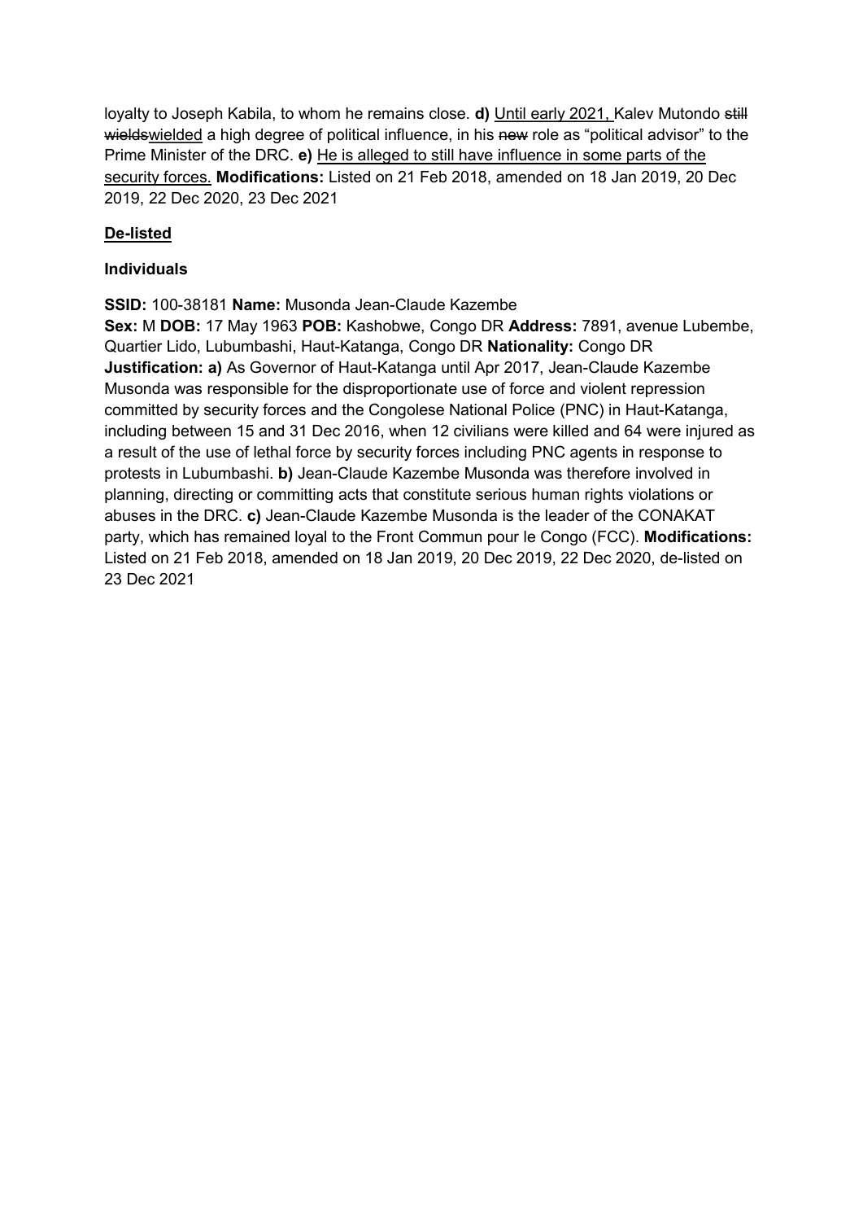loyalty to Joseph Kabila, to whom he remains close. **d)** Until early 2021, Kalev Mutondo ~~still~~ ~~wields~~wielded a high degree of political influence, in his ~~new~~ role as "political advisor" to the Prime Minister of the DRC. **e)** He is alleged to still have influence in some parts of the security forces. **Modifications:** Listed on 21 Feb 2018, amended on 18 Jan 2019, 20 Dec 2019, 22 Dec 2020, 23 Dec 2021

## De-listed

### Individuals

**SSID:** 100-38181 **Name:** Musonda Jean-Claude Kazembe
**Sex:** M **DOB:** 17 May 1963 **POB:** Kashobwe, Congo DR **Address:** 7891, avenue Lubembe, Quartier Lido, Lubumbashi, Haut-Katanga, Congo DR **Nationality:** Congo DR
**Justification: a)** As Governor of Haut-Katanga until Apr 2017, Jean-Claude Kazembe Musonda was responsible for the disproportionate use of force and violent repression committed by security forces and the Congolese National Police (PNC) in Haut-Katanga, including between 15 and 31 Dec 2016, when 12 civilians were killed and 64 were injured as a result of the use of lethal force by security forces including PNC agents in response to protests in Lubumbashi. **b)** Jean-Claude Kazembe Musonda was therefore involved in planning, directing or committing acts that constitute serious human rights violations or abuses in the DRC. **c)** Jean-Claude Kazembe Musonda is the leader of the CONAKAT party, which has remained loyal to the Front Commun pour le Congo (FCC). **Modifications:** Listed on 21 Feb 2018, amended on 18 Jan 2019, 20 Dec 2019, 22 Dec 2020, de-listed on 23 Dec 2021